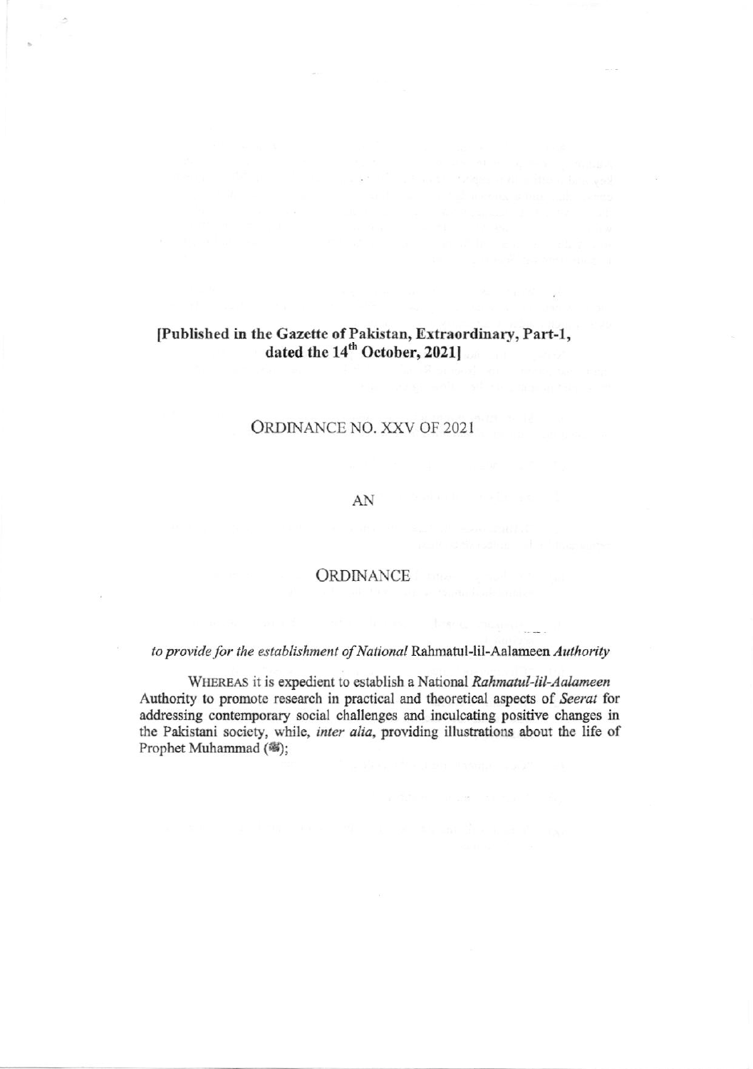**[Published in the Gazette of Pakistan, Extraordinary, Part-1, dated the 14th October, 2021]**

ORDINANCE NO. XXV OF 2021

AN

ORDINANCE

*to provide for the establishment of National* Rahmatul-lil-Aalameen *Authority*

WHEREAS it is expedient to establish a National *Rahmatul-lil-Aalameen* Authority to promote research in practical and theoretical aspects of *Seerat* for addressing contemporary social challenges and inculcating positive changes in the Pakistani society, while, *inter alia*, providing illustrations about the life of Prophet Muhammad (ﷺ);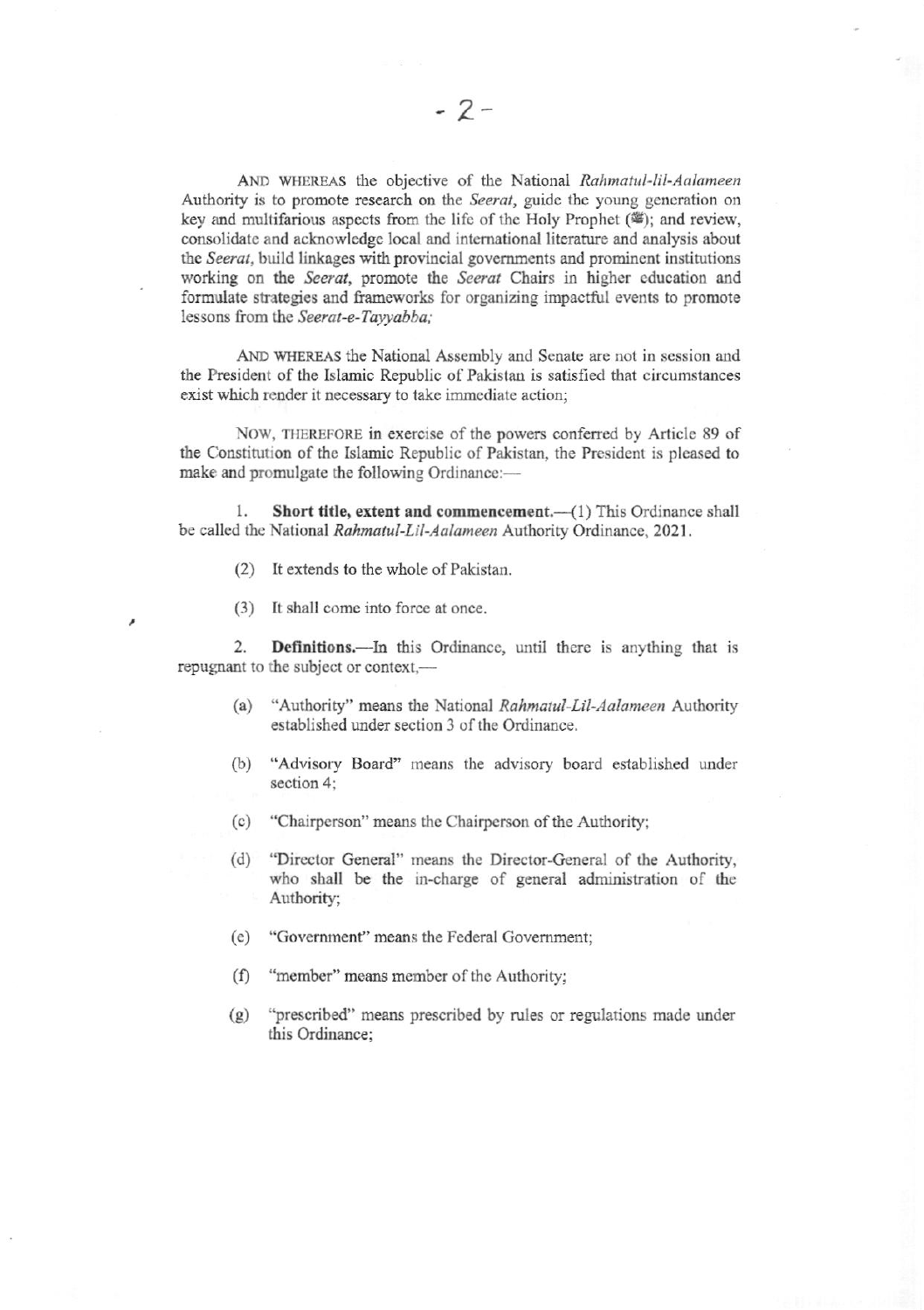AND WHEREAS the objective of the National *Rahmatul-lil-Aalameen* Authority is to promote research on the *Seerat*, guide the young generation on key and multifarious aspects from the life of the Holy Prophet (ﷺ); and review, consolidate and acknowledge local and international literature and analysis about the *Seerat*, build linkages with provincial governments and prominent institutions working on the *Seerat*, promote the *Seerat* Chairs in higher education and formulate strategies and frameworks for organizing impactful events to promote lessons from the *Seerat-e-Tayyabba;*

AND WHEREAS the National Assembly and Senate are not in session and the President of the Islamic Republic of Pakistan is satisfied that circumstances exist which render it necessary to take immediate action;

NOW, THEREFORE in exercise of the powers conferred by Article 89 of the Constitution of the Islamic Republic of Pakistan, the President is pleased to make and promulgate the following Ordinance:—

1. **Short title, extent and commencement.**—(1) This Ordinance shall be called the National *Rahmatul-Lil-Aalameen* Authority Ordinance, 2021.

(2) It extends to the whole of Pakistan.

(3) It shall come into force at once.

2. **Definitions.**—In this Ordinance, until there is anything that is repugnant to the subject or context,—

(a) "Authority" means the National *Rahmatul-Lil-Aalameen* Authority established under section 3 of the Ordinance.

(b) "Advisory Board" means the advisory board established under section 4;

(c) "Chairperson" means the Chairperson of the Authority;

(d) "Director General" means the Director-General of the Authority, who shall be the in-charge of general administration of the Authority;

(e) "Government" means the Federal Government;

(f) "member" means member of the Authority;

(g) "prescribed" means prescribed by rules or regulations made under this Ordinance;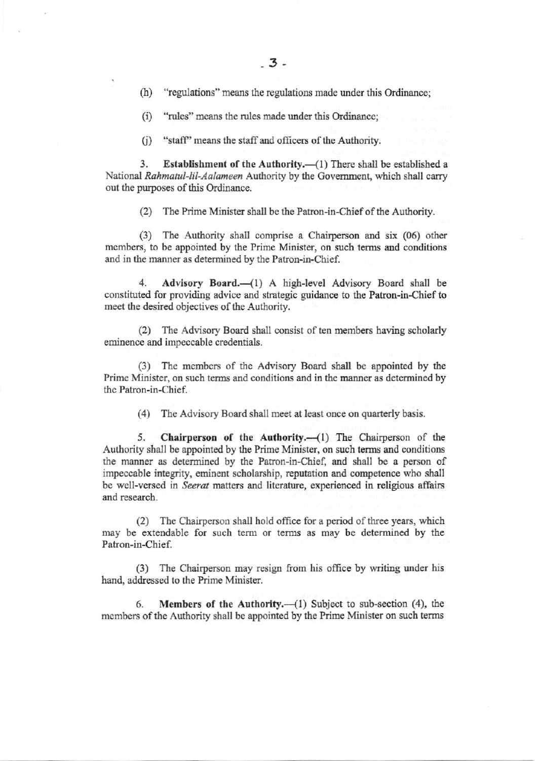(h) "regulations" means the regulations made under this Ordinance;

(i) "rules" means the rules made under this Ordinance;

(j) "staff" means the staff and officers of the Authority.

3. **Establishment of the Authority.**—(1) There shall be established a National *Rahmatul-lil-Aalameen* Authority by the Government, which shall carry out the purposes of this Ordinance.

(2) The Prime Minister shall be the Patron-in-Chief of the Authority.

(3) The Authority shall comprise a Chairperson and six (06) other members, to be appointed by the Prime Minister, on such terms and conditions and in the manner as determined by the Patron-in-Chief.

4. **Advisory Board.**—(1) A high-level Advisory Board shall be constituted for providing advice and strategic guidance to the Patron-in-Chief to meet the desired objectives of the Authority.

(2) The Advisory Board shall consist of ten members having scholarly eminence and impeccable credentials.

(3) The members of the Advisory Board shall be appointed by the Prime Minister, on such terms and conditions and in the manner as determined by the Patron-in-Chief.

(4) The Advisory Board shall meet at least once on quarterly basis.

5. **Chairperson of the Authority.**—(1) The Chairperson of the Authority shall be appointed by the Prime Minister, on such terms and conditions the manner as determined by the Patron-in-Chief, and shall be a person of impeccable integrity, eminent scholarship, reputation and competence who shall be well-versed in *Seerat* matters and literature, experienced in religious affairs and research.

(2) The Chairperson shall hold office for a period of three years, which may be extendable for such term or terms as may be determined by the Patron-in-Chief.

(3) The Chairperson may resign from his office by writing under his hand, addressed to the Prime Minister.

6. **Members of the Authority.**—(1) Subject to sub-section (4), the members of the Authority shall be appointed by the Prime Minister on such terms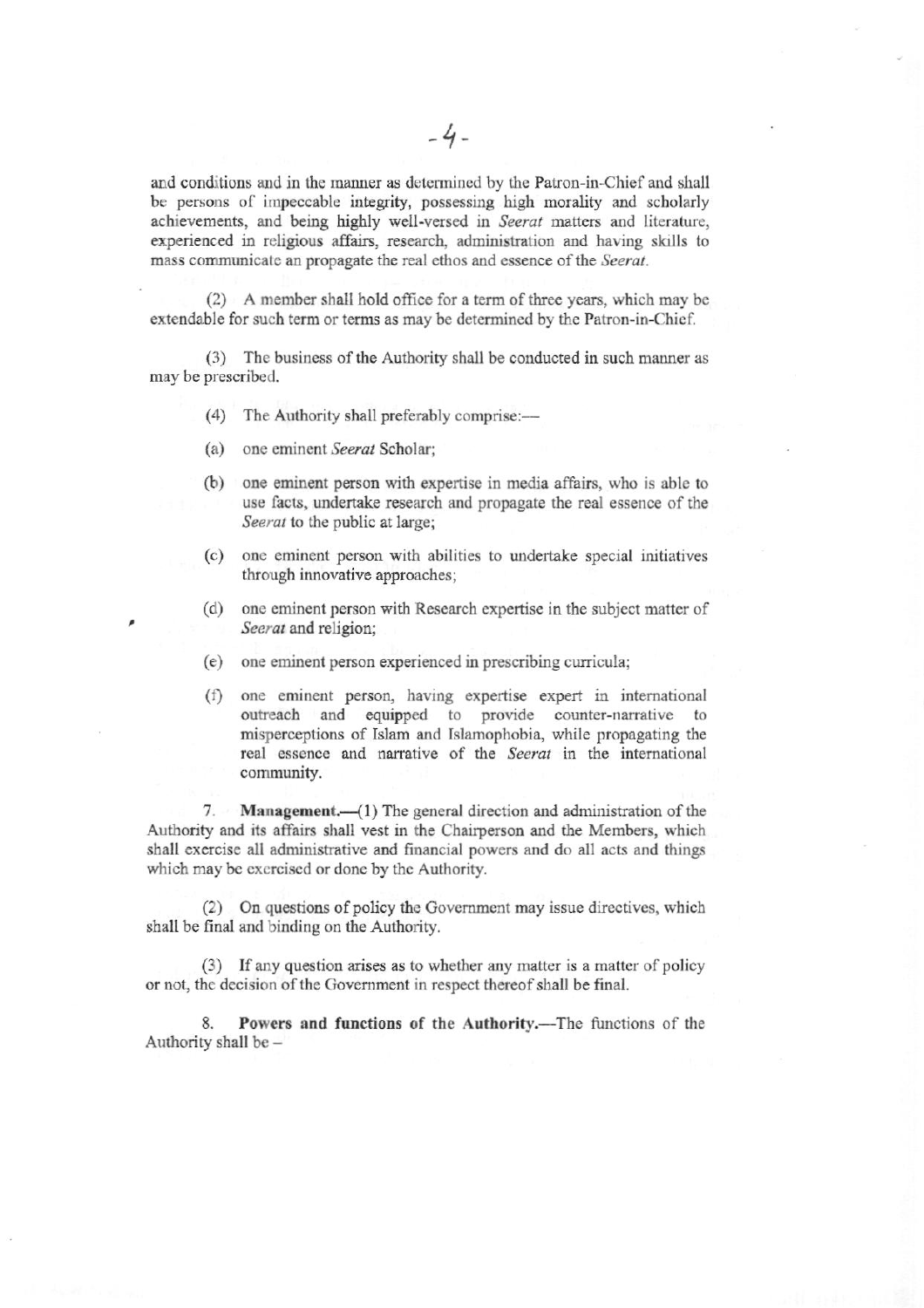and conditions and in the manner as determined by the Patron-in-Chief and shall be persons of impeccable integrity, possessing high morality and scholarly achievements, and being highly well-versed in *Seerat* matters and literature, experienced in religious affairs, research, administration and having skills to mass communicate an propagate the real ethos and essence of the *Seerat*.

(2) A member shall hold office for a term of three years, which may be extendable for such term or terms as may be determined by the Patron-in-Chief.

(3) The business of the Authority shall be conducted in such manner as may be prescribed.

(4) The Authority shall preferably comprise:—

(a) one eminent *Seerat* Scholar;

(b) one eminent person with expertise in media affairs, who is able to use facts, undertake research and propagate the real essence of the *Seerat* to the public at large;

(c) one eminent person with abilities to undertake special initiatives through innovative approaches;

(d) one eminent person with Research expertise in the subject matter of *Seerat* and religion;

(e) one eminent person experienced in prescribing curricula;

(f) one eminent person, having expertise expert in international outreach and equipped to provide counter-narrative to misperceptions of Islam and Islamophobia, while propagating the real essence and narrative of the *Seerat* in the international community.

7. **Management.**—(1) The general direction and administration of the Authority and its affairs shall vest in the Chairperson and the Members, which shall exercise all administrative and financial powers and do all acts and things which may be exercised or done by the Authority.

(2) On questions of policy the Government may issue directives, which shall be final and binding on the Authority.

(3) If any question arises as to whether any matter is a matter of policy or not, the decision of the Government in respect thereof shall be final.

8. **Powers and functions of the Authority.**—The functions of the Authority shall be –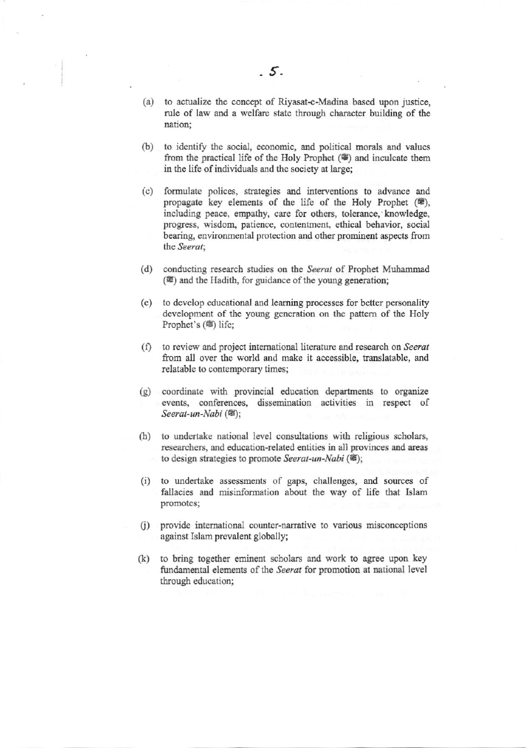(a) to actualize the concept of Riyasat-e-Madina based upon justice, rule of law and a welfare state through character building of the nation;

(b) to identify the social, economic, and political morals and values from the practical life of the Holy Prophet (ﷺ) and inculcate them in the life of individuals and the society at large;

(c) formulate polices, strategies and interventions to advance and propagate key elements of the life of the Holy Prophet (ﷺ), including peace, empathy, care for others, tolerance, knowledge, progress, wisdom, patience, contentment, ethical behavior, social bearing, environmental protection and other prominent aspects from the *Seerat*;

(d) conducting research studies on the *Seerat* of Prophet Muhammad (ﷺ) and the Hadith, for guidance of the young generation;

(e) to develop educational and learning processes for better personality development of the young generation on the pattern of the Holy Prophet's (ﷺ) life;

(f) to review and project international literature and research on *Seerat* from all over the world and make it accessible, translatable, and relatable to contemporary times;

(g) coordinate with provincial education departments to organize events, conferences, dissemination activities in respect of *Seerat-un-Nabi* (ﷺ);

(h) to undertake national level consultations with religious scholars, researchers, and education-related entities in all provinces and areas to design strategies to promote *Seerat-un-Nabi* (ﷺ);

(i) to undertake assessments of gaps, challenges, and sources of fallacies and misinformation about the way of life that Islam promotes;

(j) provide international counter-narrative to various misconceptions against Islam prevalent globally;

(k) to bring together eminent scholars and work to agree upon key fundamental elements of the *Seerat* for promotion at national level through education;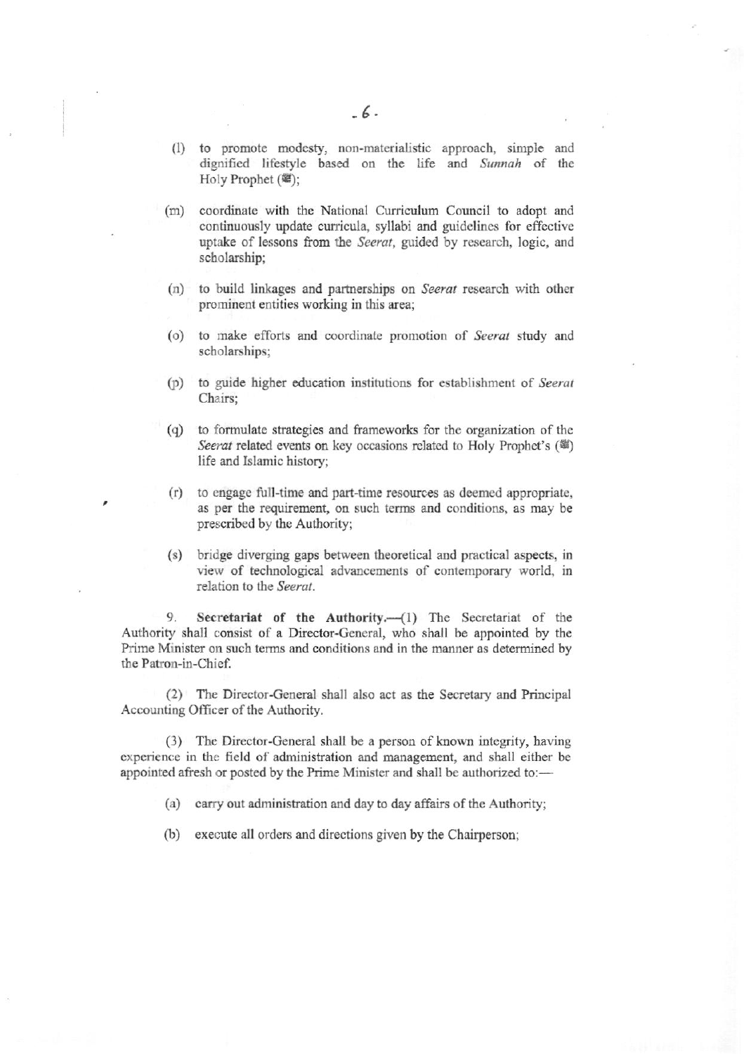(l) to promote modesty, non-materialistic approach, simple and dignified lifestyle based on the life and *Sunnah* of the Holy Prophet (ﷺ);

(m) coordinate with the National Curriculum Council to adopt and continuously update curricula, syllabi and guidelines for effective uptake of lessons from the *Seerat*, guided by research, logic, and scholarship;

(n) to build linkages and partnerships on *Seerat* research with other prominent entities working in this area;

(o) to make efforts and coordinate promotion of *Seerat* study and scholarships;

(p) to guide higher education institutions for establishment of *Seerat* Chairs;

(q) to formulate strategies and frameworks for the organization of the *Seerat* related events on key occasions related to Holy Prophet's (ﷺ) life and Islamic history;

(r) to engage full-time and part-time resources as deemed appropriate, as per the requirement, on such terms and conditions, as may be prescribed by the Authority;

(s) bridge diverging gaps between theoretical and practical aspects, in view of technological advancements of contemporary world, in relation to the *Seerat*.

9. **Secretariat of the Authority.**—(1) The Secretariat of the Authority shall consist of a Director-General, who shall be appointed by the Prime Minister on such terms and conditions and in the manner as determined by the Patron-in-Chief.

(2) The Director-General shall also act as the Secretary and Principal Accounting Officer of the Authority.

(3) The Director-General shall be a person of known integrity, having experience in the field of administration and management, and shall either be appointed afresh or posted by the Prime Minister and shall be authorized to:—

(a) carry out administration and day to day affairs of the Authority;

(b) execute all orders and directions given by the Chairperson;